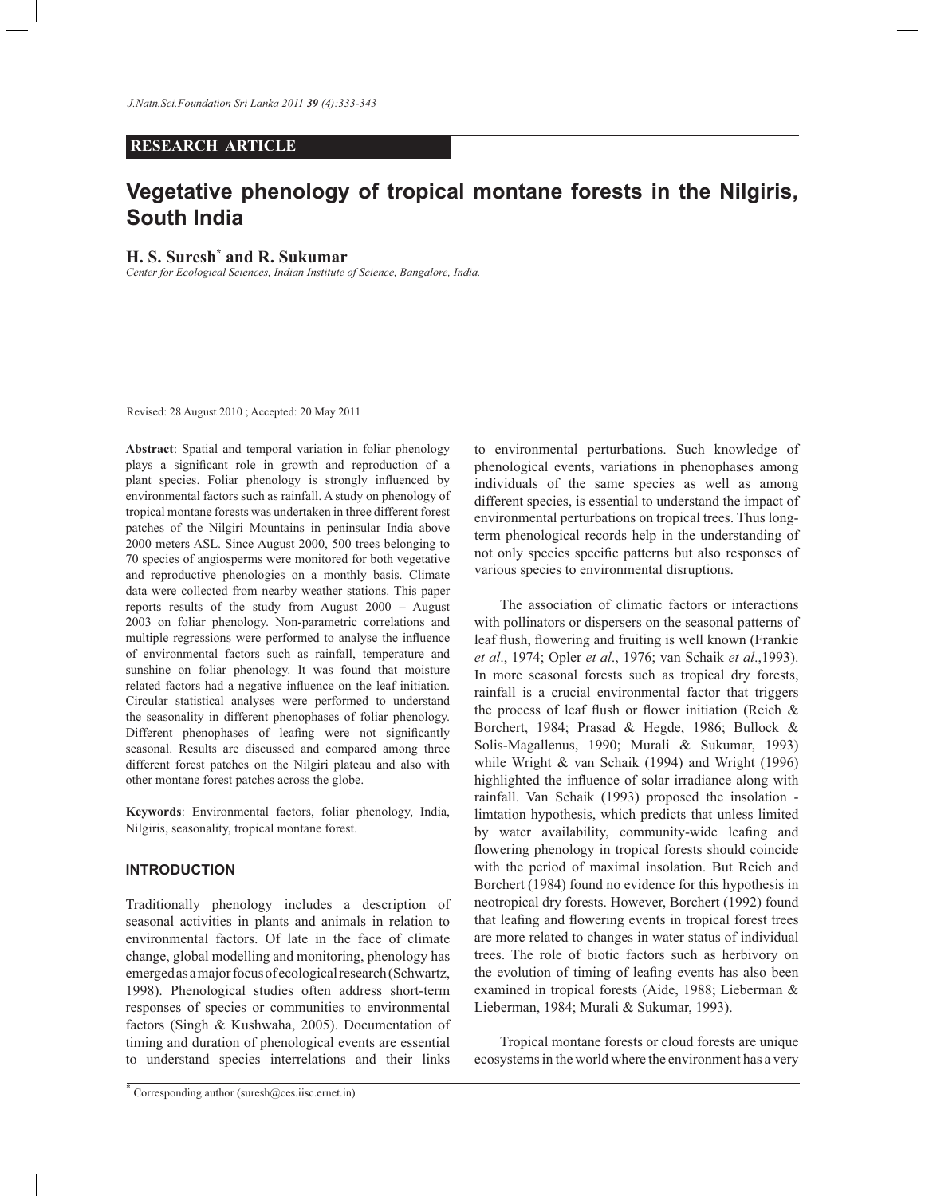**RESEARCH ARTICLE**

# Vegetative phenology of tropical montane forests in the Nilgiris, South India

**H. S. Suresh[*] and R. Sukumar**

*Center for Ecological Sciences, Indian Institute of Science, Bangalore, India.*

Revised: 28 August 2010 ; Accepted: 20 May 2011

**Abstract**: Spatial and temporal variation in foliar phenology plays a significant role in growth and reproduction of a plant species. Foliar phenology is strongly influenced by environmental factors such as rainfall. A study on phenology of tropical montane forests was undertaken in three different forest patches of the Nilgiri Mountains in peninsular India above 2000 meters ASL. Since August 2000, 500 trees belonging to 70 species of angiosperms were monitored for both vegetative and reproductive phenologies on a monthly basis. Climate data were collected from nearby weather stations. This paper reports results of the study from August 2000 – August 2003 on foliar phenology. Non-parametric correlations and multiple regressions were performed to analyse the influence of environmental factors such as rainfall, temperature and sunshine on foliar phenology. It was found that moisture related factors had a negative influence on the leaf initiation. Circular statistical analyses were performed to understand the seasonality in different phenophases of foliar phenology. Different phenophases of leafing were not significantly seasonal. Results are discussed and compared among three different forest patches on the Nilgiri plateau and also with other montane forest patches across the globe.

**Keywords**: Environmental factors, foliar phenology, India, Nilgiris, seasonality, tropical montane forest.

## INTRODUCTION

Traditionally phenology includes a description of seasonal activities in plants and animals in relation to environmental factors. Of late in the face of climate change, global modelling and monitoring, phenology has emerged as a major focus of ecological research (Schwartz, 1998). Phenological studies often address short-term responses of species or communities to environmental factors (Singh & Kushwaha, 2005). Documentation of timing and duration of phenological events are essential to understand species interrelations and their links to environmental perturbations. Such knowledge of phenological events, variations in phenophases among individuals of the same species as well as among different species, is essential to understand the impact of environmental perturbations on tropical trees. Thus long-term phenological records help in the understanding of not only species specific patterns but also responses of various species to environmental disruptions.

The association of climatic factors or interactions with pollinators or dispersers on the seasonal patterns of leaf flush, flowering and fruiting is well known (Frankie *et al*., 1974; Opler *et al*., 1976; van Schaik *et al*.,1993). In more seasonal forests such as tropical dry forests, rainfall is a crucial environmental factor that triggers the process of leaf flush or flower initiation (Reich & Borchert, 1984; Prasad & Hegde, 1986; Bullock & Solis-Magallenus, 1990; Murali & Sukumar, 1993) while Wright & van Schaik (1994) and Wright (1996) highlighted the influence of solar irradiance along with rainfall. Van Schaik (1993) proposed the insolation - limtation hypothesis, which predicts that unless limited by water availability, community-wide leafing and flowering phenology in tropical forests should coincide with the period of maximal insolation. But Reich and Borchert (1984) found no evidence for this hypothesis in neotropical dry forests. However, Borchert (1992) found that leafing and flowering events in tropical forest trees are more related to changes in water status of individual trees. The role of biotic factors such as herbivory on the evolution of timing of leafing events has also been examined in tropical forests (Aide, 1988; Lieberman & Lieberman, 1984; Murali & Sukumar, 1993).

Tropical montane forests or cloud forests are unique ecosystems in the world where the environment has a very

[*] Corresponding author (suresh@ces.iisc.ernet.in)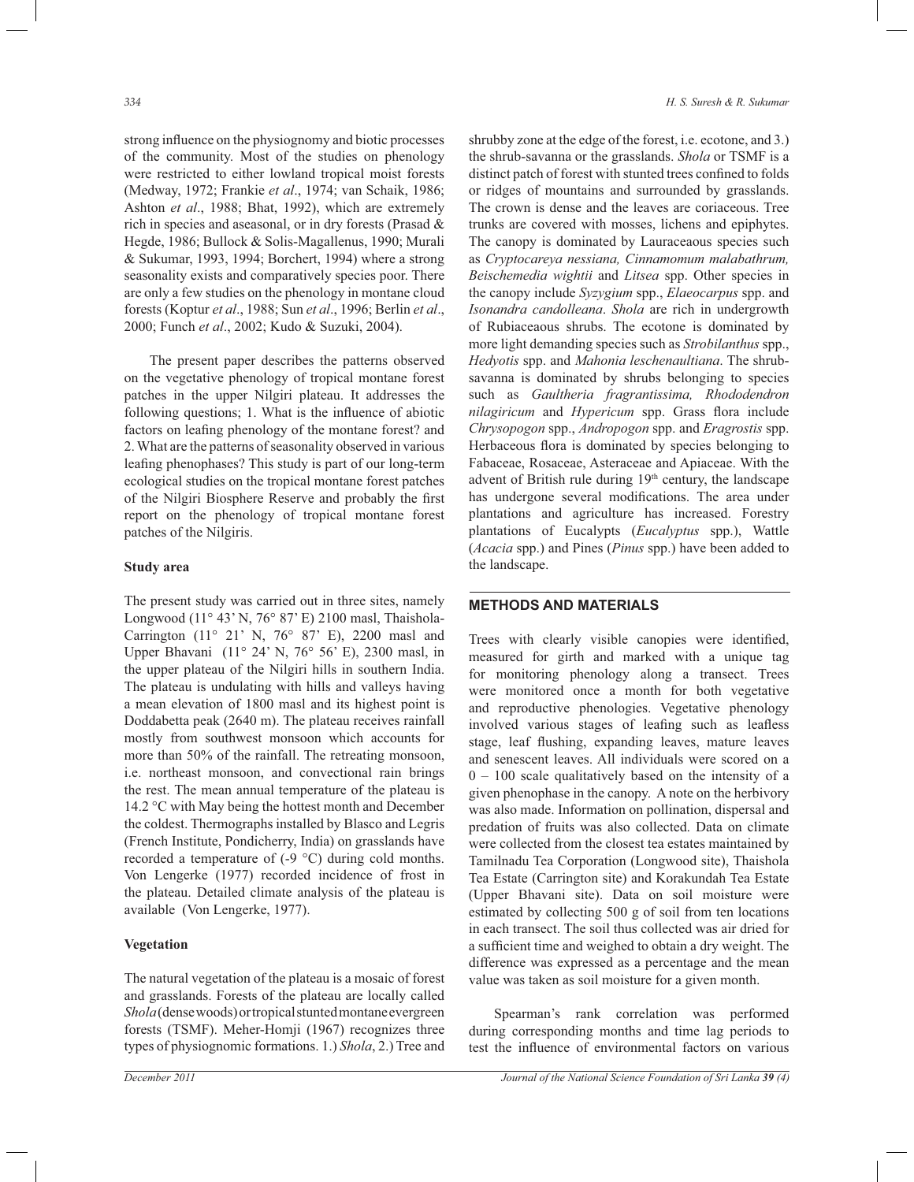strong influence on the physiognomy and biotic processes of the community. Most of the studies on phenology were restricted to either lowland tropical moist forests (Medway, 1972; Frankie *et al*., 1974; van Schaik, 1986; Ashton *et al*., 1988; Bhat, 1992), which are extremely rich in species and aseasonal, or in dry forests (Prasad & Hegde, 1986; Bullock & Solis-Magallenus, 1990; Murali & Sukumar, 1993, 1994; Borchert, 1994) where a strong seasonality exists and comparatively species poor. There are only a few studies on the phenology in montane cloud forests (Koptur *et al*., 1988; Sun *et al*., 1996; Berlin *et al*., 2000; Funch *et al*., 2002; Kudo & Suzuki, 2004).

The present paper describes the patterns observed on the vegetative phenology of tropical montane forest patches in the upper Nilgiri plateau. It addresses the following questions; 1. What is the influence of abiotic factors on leafing phenology of the montane forest? and 2. What are the patterns of seasonality observed in various leafing phenophases? This study is part of our long-term ecological studies on the tropical montane forest patches of the Nilgiri Biosphere Reserve and probably the first report on the phenology of tropical montane forest patches of the Nilgiris.

### Study area

The present study was carried out in three sites, namely Longwood (11° 43' N, 76° 87' E) 2100 masl, Thaishola-Carrington (11° 21' N, 76° 87' E), 2200 masl and Upper Bhavani (11° 24' N, 76° 56' E), 2300 masl, in the upper plateau of the Nilgiri hills in southern India. The plateau is undulating with hills and valleys having a mean elevation of 1800 masl and its highest point is Doddabetta peak (2640 m). The plateau receives rainfall mostly from southwest monsoon which accounts for more than 50% of the rainfall. The retreating monsoon, i.e. northeast monsoon, and convectional rain brings the rest. The mean annual temperature of the plateau is 14.2 °C with May being the hottest month and December the coldest. Thermographs installed by Blasco and Legris (French Institute, Pondicherry, India) on grasslands have recorded a temperature of (-9 °C) during cold months. Von Lengerke (1977) recorded incidence of frost in the plateau. Detailed climate analysis of the plateau is available (Von Lengerke, 1977).

### Vegetation

The natural vegetation of the plateau is a mosaic of forest and grasslands. Forests of the plateau are locally called *Shola* (dense woods) or tropical stunted montane evergreen forests (TSMF). Meher-Homji (1967) recognizes three types of physiognomic formations. 1.) *Shola*, 2.) Tree and shrubby zone at the edge of the forest, i.e. ecotone, and 3.) the shrub-savanna or the grasslands. *Shola* or TSMF is a distinct patch of forest with stunted trees confined to folds or ridges of mountains and surrounded by grasslands. The crown is dense and the leaves are coriaceous. Tree trunks are covered with mosses, lichens and epiphytes. The canopy is dominated by Lauraceaous species such as *Cryptocareya nessiana, Cinnamomum malabathrum, Beischemedia wightii* and *Litsea* spp. Other species in the canopy include *Syzygium* spp., *Elaeocarpus* spp. and *Isonandra candolleana*. *Shola* are rich in undergrowth of Rubiaceaous shrubs. The ecotone is dominated by more light demanding species such as *Strobilanthus* spp., *Hedyotis* spp. and *Mahonia leschenaultiana*. The shrub-savanna is dominated by shrubs belonging to species such as *Gaultheria fragrantissima, Rhododendron nilagiricum* and *Hypericum* spp. Grass flora include *Chrysopogon* spp., *Andropogon* spp. and *Eragrostis* spp. Herbaceous flora is dominated by species belonging to Fabaceae, Rosaceae, Asteraceae and Apiaceae. With the advent of British rule during 19th century, the landscape has undergone several modifications. The area under plantations and agriculture has increased. Forestry plantations of Eucalypts (*Eucalyptus* spp.), Wattle (*Acacia* spp.) and Pines (*Pinus* spp.) have been added to the landscape.

## METHODS AND MATERIALS

Trees with clearly visible canopies were identified, measured for girth and marked with a unique tag for monitoring phenology along a transect. Trees were monitored once a month for both vegetative and reproductive phenologies. Vegetative phenology involved various stages of leafing such as leafless stage, leaf flushing, expanding leaves, mature leaves and senescent leaves. All individuals were scored on a 0 – 100 scale qualitatively based on the intensity of a given phenophase in the canopy. A note on the herbivory was also made. Information on pollination, dispersal and predation of fruits was also collected. Data on climate were collected from the closest tea estates maintained by Tamilnadu Tea Corporation (Longwood site), Thaishola Tea Estate (Carrington site) and Korakundah Tea Estate (Upper Bhavani site). Data on soil moisture were estimated by collecting 500 g of soil from ten locations in each transect. The soil thus collected was air dried for a sufficient time and weighed to obtain a dry weight. The difference was expressed as a percentage and the mean value was taken as soil moisture for a given month.

Spearman's rank correlation was performed during corresponding months and time lag periods to test the influence of environmental factors on various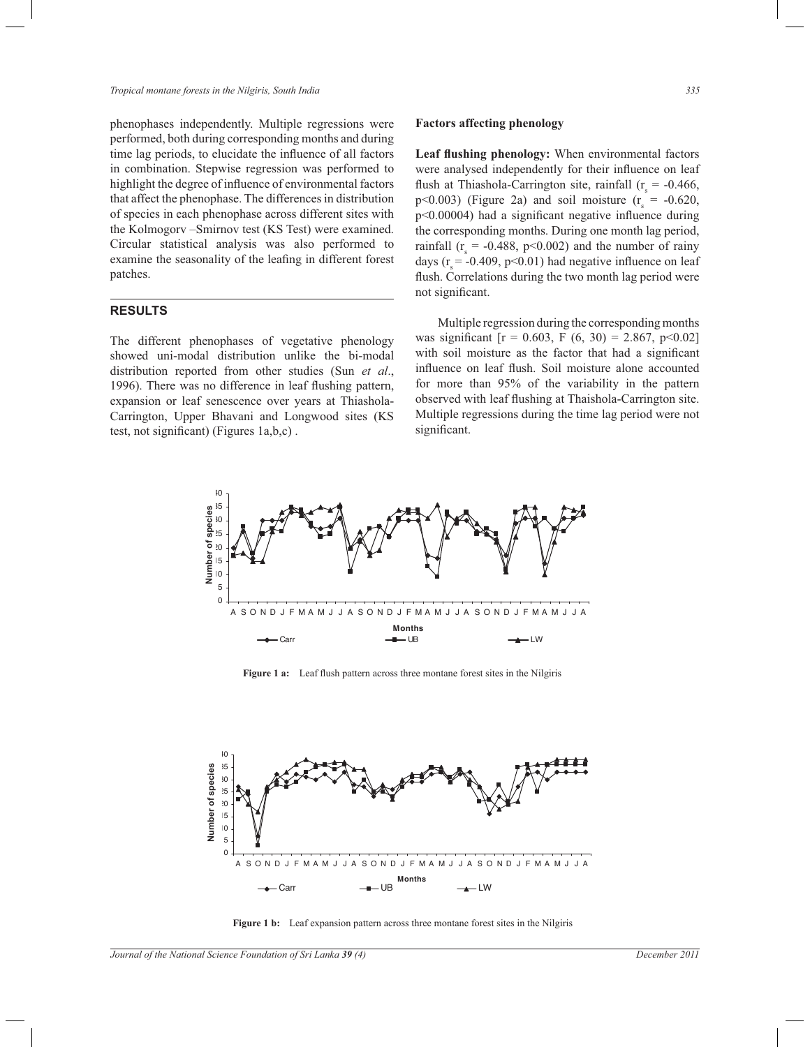phenophases independently. Multiple regressions were performed, both during corresponding months and during time lag periods, to elucidate the influence of all factors in combination. Stepwise regression was performed to highlight the degree of influence of environmental factors that affect the phenophase. The differences in distribution of species in each phenophase across different sites with the Kolmogorv –Smirnov test (KS Test) were examined. Circular statistical analysis was also performed to examine the seasonality of the leafing in different forest patches.

## RESULTS

The different phenophases of vegetative phenology showed uni-modal distribution unlike the bi-modal distribution reported from other studies (Sun *et al*., 1996). There was no difference in leaf flushing pattern, expansion or leaf senescence over years at Thiashola-Carrington, Upper Bhavani and Longwood sites (KS test, not significant) (Figures 1a,b,c) .

### Factors affecting phenology

**Leaf flushing phenology:** When environmental factors were analysed independently for their influence on leaf flush at Thiashola-Carrington site, rainfall ($r_s$ = -0.466, $p<0.003$) (Figure 2a) and soil moisture ($r_s$ = -0.620, $p<0.00004$) had a significant negative influence during the corresponding months. During one month lag period, rainfall ($r_s$ = -0.488, $p<0.002$) and the number of rainy days ($r_s$ = -0.409, $p<0.01$) had negative influence on leaf flush. Correlations during the two month lag period were not significant.

Multiple regression during the corresponding months was significant [$r = 0.603$, $F(6, 30) = 2.867$, $p<0.02$] with soil moisture as the factor that had a significant influence on leaf flush. Soil moisture alone accounted for more than 95% of the variability in the pattern observed with leaf flushing at Thaishola-Carrington site. Multiple regressions during the time lag period were not significant.

**Figure 1 a:** Leaf flush pattern across three montane forest sites in the Nilgiris

**Figure 1 b:** Leaf expansion pattern across three montane forest sites in the Nilgiris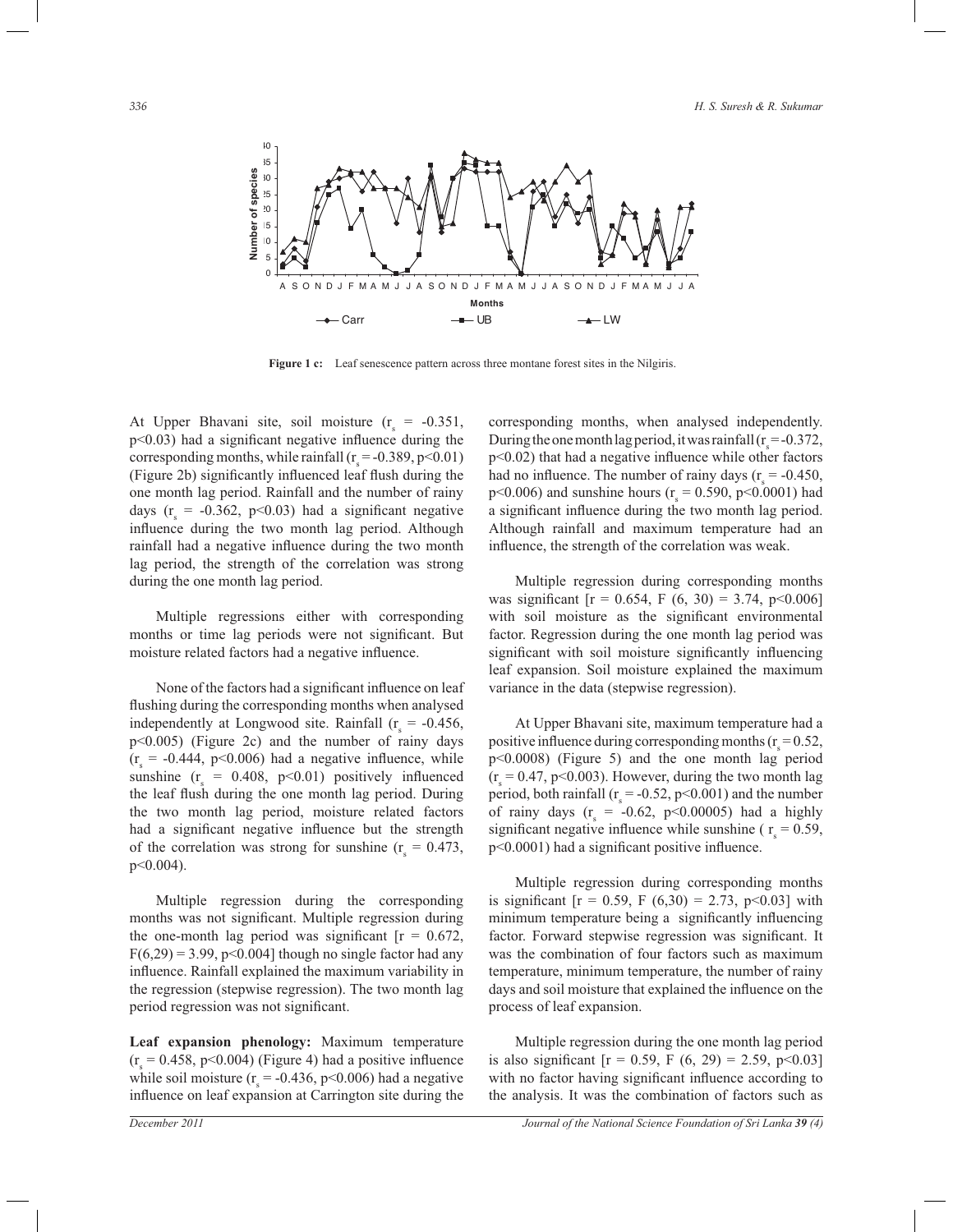**Figure 1 c:** Leaf senescence pattern across three montane forest sites in the Nilgiris.

At Upper Bhavani site, soil moisture ($r_s$ = -0.351, p<0.03) had a significant negative influence during the corresponding months, while rainfall ($r_s$ = -0.389, p<0.01) (Figure 2b) significantly influenced leaf flush during the one month lag period. Rainfall and the number of rainy days ($r_s$ = -0.362, p<0.03) had a significant negative influence during the two month lag period. Although rainfall had a negative influence during the two month lag period, the strength of the correlation was strong during the one month lag period.

Multiple regressions either with corresponding months or time lag periods were not significant. But moisture related factors had a negative influence.

None of the factors had a significant influence on leaf flushing during the corresponding months when analysed independently at Longwood site. Rainfall ($r_s$ = -0.456, p<0.005) (Figure 2c) and the number of rainy days ($r_s$ = -0.444, p<0.006) had a negative influence, while sunshine ($r_s$ = 0.408, p<0.01) positively influenced the leaf flush during the one month lag period. During the two month lag period, moisture related factors had a significant negative influence but the strength of the correlation was strong for sunshine ($r_s$ = 0.473, p<0.004).

Multiple regression during the corresponding months was not significant. Multiple regression during the one-month lag period was significant [r = 0.672, F(6,29) = 3.99, p<0.004] though no single factor had any influence. Rainfall explained the maximum variability in the regression (stepwise regression). The two month lag period regression was not significant.

**Leaf expansion phenology:** Maximum temperature ($r_s$ = 0.458, p<0.004) (Figure 4) had a positive influence while soil moisture ($r_s$ = -0.436, p<0.006) had a negative influence on leaf expansion at Carrington site during the corresponding months, when analysed independently. During the one month lag period, it was rainfall ($r_s$ = -0.372, p<0.02) that had a negative influence while other factors had no influence. The number of rainy days ($r_s$ = -0.450, p<0.006) and sunshine hours ($r_s$ = 0.590, p<0.0001) had a significant influence during the two month lag period. Although rainfall and maximum temperature had an influence, the strength of the correlation was weak.

Multiple regression during corresponding months was significant [r = 0.654, F (6, 30) = 3.74, p<0.006] with soil moisture as the significant environmental factor. Regression during the one month lag period was significant with soil moisture significantly influencing leaf expansion. Soil moisture explained the maximum variance in the data (stepwise regression).

At Upper Bhavani site, maximum temperature had a positive influence during corresponding months ($r_s$ = 0.52, p<0.0008) (Figure 5) and the one month lag period ($r_s$ = 0.47, p<0.003). However, during the two month lag period, both rainfall ($r_s$ = -0.52, p<0.001) and the number of rainy days ($r_s$ = -0.62, p<0.00005) had a highly significant negative influence while sunshine ( $r_s$ = 0.59, p<0.0001) had a significant positive influence.

Multiple regression during corresponding months is significant [r = 0.59, F (6,30) = 2.73, p<0.03] with minimum temperature being a significantly influencing factor. Forward stepwise regression was significant. It was the combination of four factors such as maximum temperature, minimum temperature, the number of rainy days and soil moisture that explained the influence on the process of leaf expansion.

Multiple regression during the one month lag period is also significant [r = 0.59, F (6, 29) = 2.59, p<0.03] with no factor having significant influence according to the analysis. It was the combination of factors such as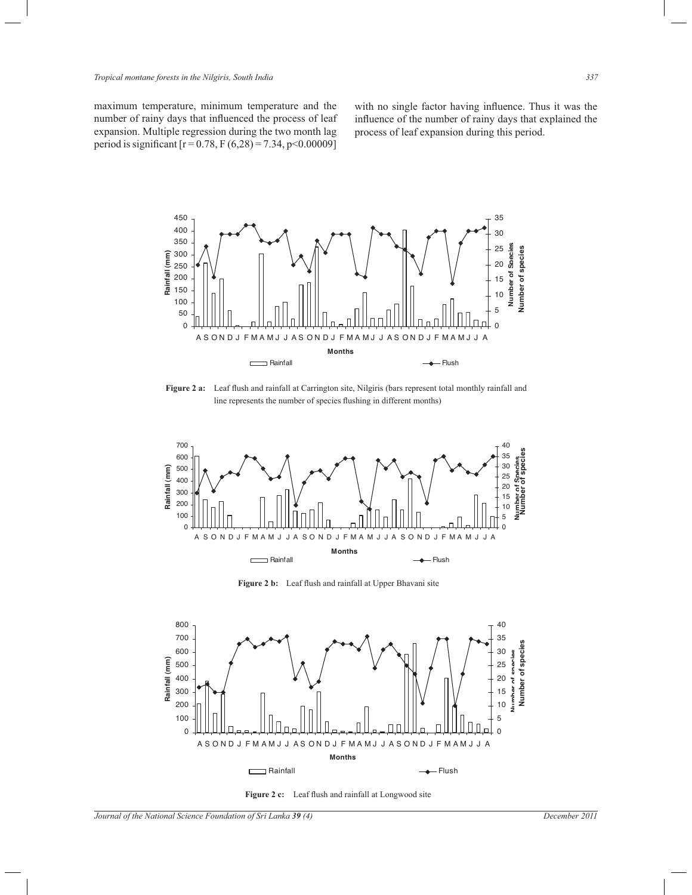maximum temperature, minimum temperature and the number of rainy days that influenced the process of leaf expansion. Multiple regression during the two month lag period is significant [r = 0.78, $F(6,28) = 7.34$, $p<0.00009$] with no single factor having influence. Thus it was the influence of the number of rainy days that explained the process of leaf expansion during this period.

**Figure 2 a:** Leaf flush and rainfall at Carrington site, Nilgiris (bars represent total monthly rainfall and line represents the number of species flushing in different months)

**Figure 2 b:** Leaf flush and rainfall at Upper Bhavani site

**Figure 2 c:** Leaf flush and rainfall at Longwood site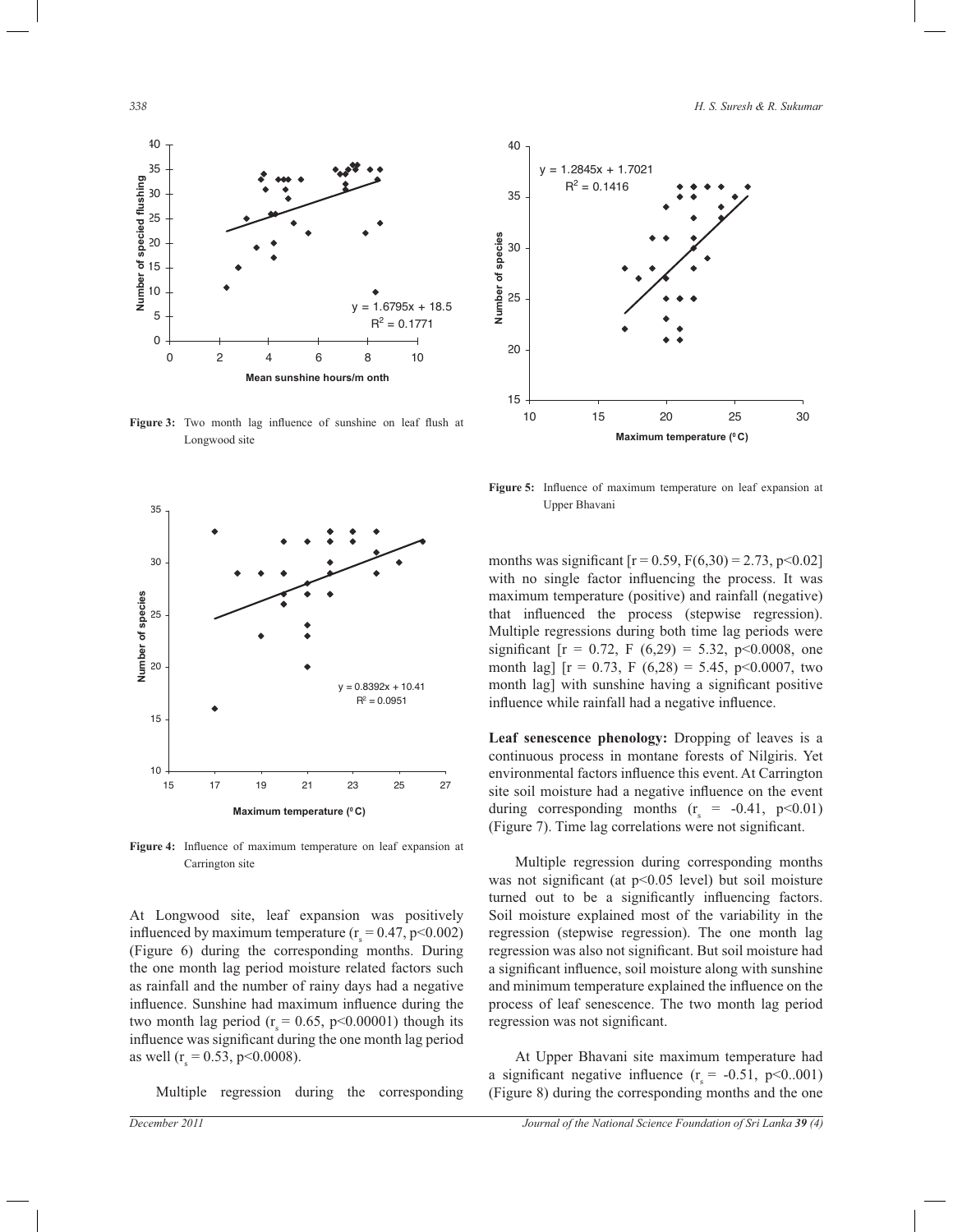Figure 3: Two month lag influence of sunshine on leaf flush at Longwood site

Figure 4: Influence of maximum temperature on leaf expansion at Carrington site

At Longwood site, leaf expansion was positively influenced by maximum temperature ($r_s = 0.47$, $p<0.002$) (Figure 6) during the corresponding months. During the one month lag period moisture related factors such as rainfall and the number of rainy days had a negative influence. Sunshine had maximum influence during the two month lag period ($r_s = 0.65$, $p<0.00001$) though its influence was significant during the one month lag period as well ($r_s = 0.53$, $p<0.0008$).

Multiple regression during the corresponding months was significant [$r = 0.59$, $F(6,30) = 2.73$, $p<0.02$] with no single factor influencing the process. It was maximum temperature (positive) and rainfall (negative) that influenced the process (stepwise regression). Multiple regressions during both time lag periods were significant [$r = 0.72$, $F(6,29) = 5.32$, $p<0.0008$, one month lag] [$r = 0.73$, $F(6,28) = 5.45$, $p<0.0007$, two month lag] with sunshine having a significant positive influence while rainfall had a negative influence.

Figure 5: Influence of maximum temperature on leaf expansion at Upper Bhavani

**Leaf senescence phenology:** Dropping of leaves is a continuous process in montane forests of Nilgiris. Yet environmental factors influence this event. At Carrington site soil moisture had a negative influence on the event during corresponding months ($r_s = -0.41$, $p<0.01$) (Figure 7). Time lag correlations were not significant.

Multiple regression during corresponding months was not significant (at $p<0.05$ level) but soil moisture turned out to be a significantly influencing factors. Soil moisture explained most of the variability in the regression (stepwise regression). The one month lag regression was also not significant. But soil moisture had a significant influence, soil moisture along with sunshine and minimum temperature explained the influence on the process of leaf senescence. The two month lag period regression was not significant.

At Upper Bhavani site maximum temperature had a significant negative influence ($r_s = -0.51$, $p<0..001$) (Figure 8) during the corresponding months and the one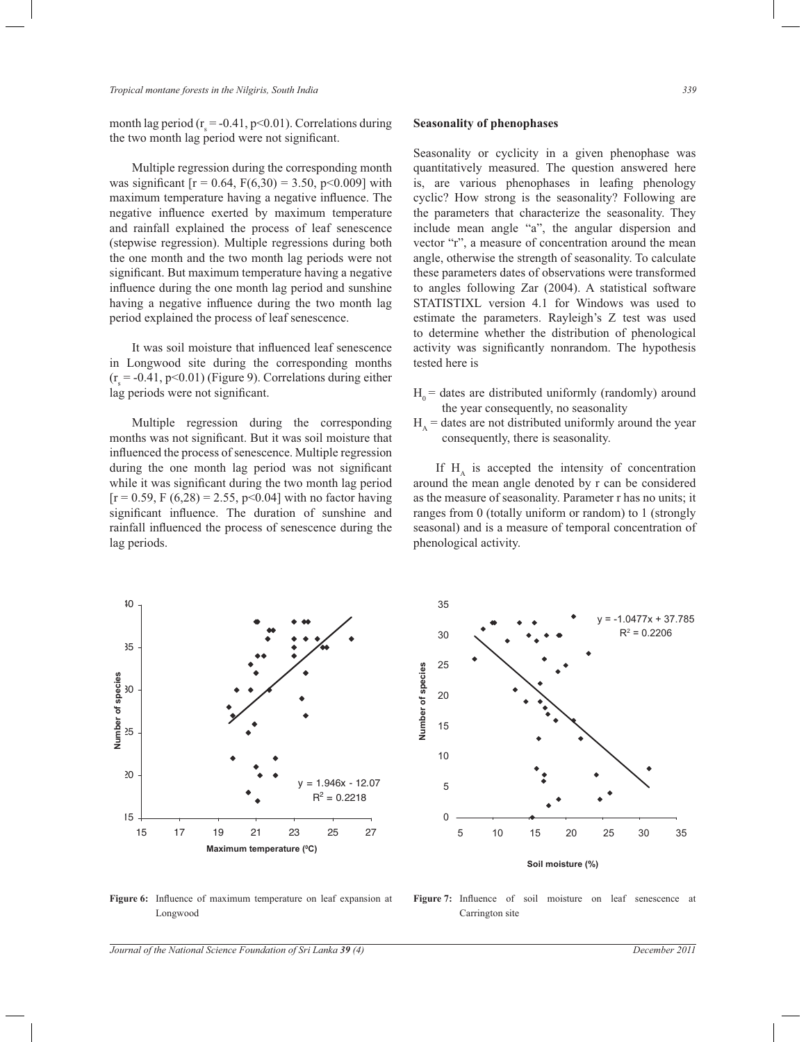month lag period ($r_s = -0.41$, $p<0.01$). Correlations during the two month lag period were not significant.

Multiple regression during the corresponding month was significant [$r = 0.64$, $F(6,30) = 3.50$, $p<0.009$] with maximum temperature having a negative influence. The negative influence exerted by maximum temperature and rainfall explained the process of leaf senescence (stepwise regression). Multiple regressions during both the one month and the two month lag periods were not significant. But maximum temperature having a negative influence during the one month lag period and sunshine having a negative influence during the two month lag period explained the process of leaf senescence.

It was soil moisture that influenced leaf senescence in Longwood site during the corresponding months ($r_s = -0.41$, $p<0.01$) (Figure 9). Correlations during either lag periods were not significant.

Multiple regression during the corresponding months was not significant. But it was soil moisture that influenced the process of senescence. Multiple regression during the one month lag period was not significant while it was significant during the two month lag period [$r = 0.59$, $F(6,28) = 2.55$, $p<0.04$] with no factor having significant influence. The duration of sunshine and rainfall influenced the process of senescence during the lag periods.

## Seasonality of phenophases

Seasonality or cyclicity in a given phenophase was quantitatively measured. The question answered here is, are various phenophases in leafing phenology cyclic? How strong is the seasonality? Following are the parameters that characterize the seasonality. They include mean angle "a", the angular dispersion and vector "r", a measure of concentration around the mean angle, otherwise the strength of seasonality. To calculate these parameters dates of observations were transformed to angles following Zar (2004). A statistical software STATISTIXL version 4.1 for Windows was used to estimate the parameters. Rayleigh's Z test was used to determine whether the distribution of phenological activity was significantly nonrandom. The hypothesis tested here is

$H_0$ = dates are distributed uniformly (randomly) around the year consequently, no seasonality

$H_A$ = dates are not distributed uniformly around the year consequently, there is seasonality.

If $H_A$ is accepted the intensity of concentration around the mean angle denoted by r can be considered as the measure of seasonality. Parameter r has no units; it ranges from 0 (totally uniform or random) to 1 (strongly seasonal) and is a measure of temporal concentration of phenological activity.

**Figure 6:** Influence of maximum temperature on leaf expansion at Longwood

**Figure 7:** Influence of soil moisture on leaf senescence at Carrington site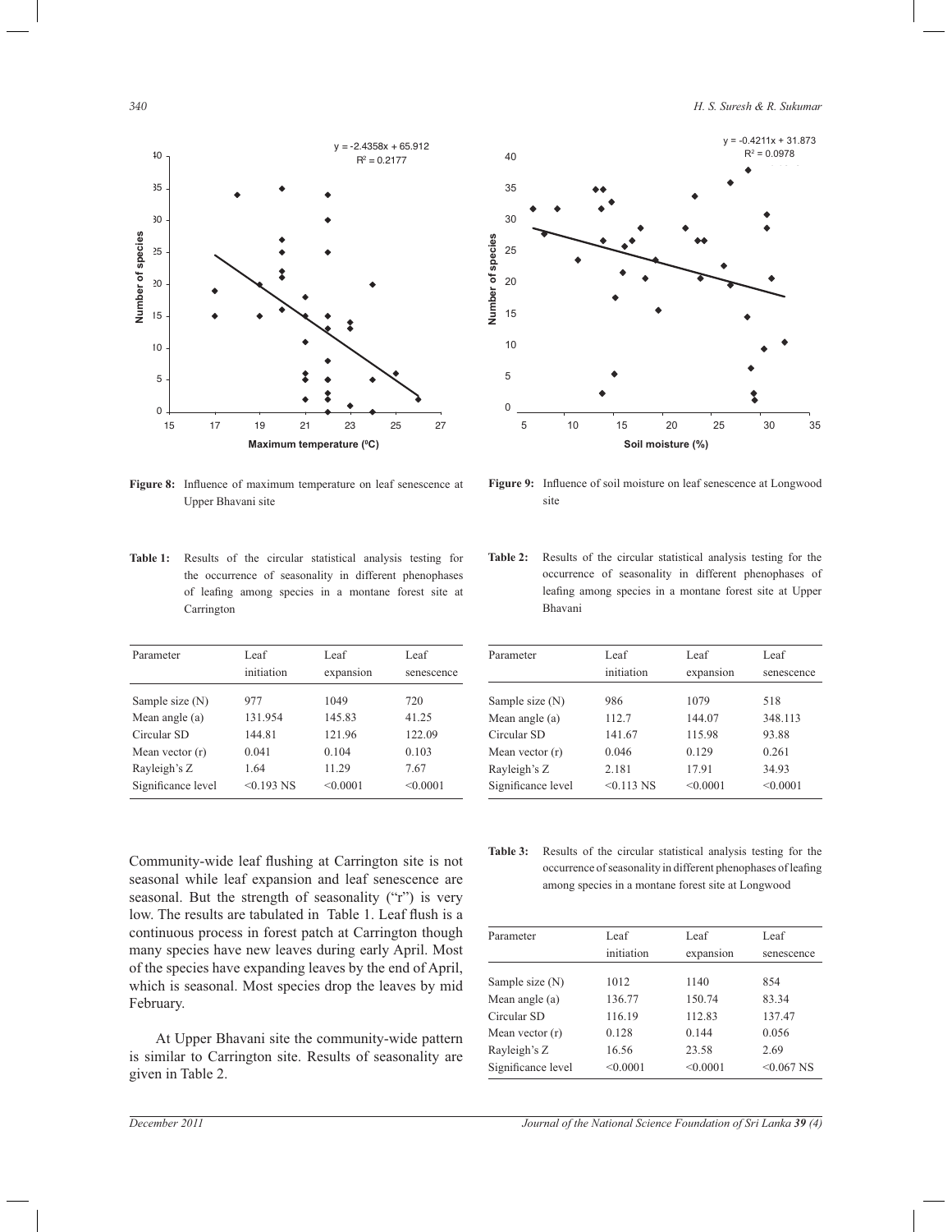Figure 8: Influence of maximum temperature on leaf senescence at Upper Bhavani site

Figure 9: Influence of soil moisture on leaf senescence at Longwood site

Table 1: Results of the circular statistical analysis testing for the occurrence of seasonality in different phenophases of leafing among species in a montane forest site at Carrington

| Parameter | Leaf initiation | Leaf expansion | Leaf senescence |
|---|---|---|---|
| Sample size (N) | 977 | 1049 | 720 |
| Mean angle (a) | 131.954 | 145.83 | 41.25 |
| Circular SD | 144.81 | 121.96 | 122.09 |
| Mean vector (r) | 0.041 | 0.104 | 0.103 |
| Rayleigh's Z | 1.64 | 11.29 | 7.67 |
| Significance level | <0.193 NS | <0.0001 | <0.0001 |

Table 2: Results of the circular statistical analysis testing for the occurrence of seasonality in different phenophases of leafing among species in a montane forest site at Upper Bhavani

| Parameter | Leaf initiation | Leaf expansion | Leaf senescence |
|---|---|---|---|
| Sample size (N) | 986 | 1079 | 518 |
| Mean angle (a) | 112.7 | 144.07 | 348.113 |
| Circular SD | 141.67 | 115.98 | 93.88 |
| Mean vector (r) | 0.046 | 0.129 | 0.261 |
| Rayleigh's Z | 2.181 | 17.91 | 34.93 |
| Significance level | <0.113 NS | <0.0001 | <0.0001 |

Community-wide leaf flushing at Carrington site is not seasonal while leaf expansion and leaf senescence are seasonal. But the strength of seasonality ("r") is very low. The results are tabulated in Table 1. Leaf flush is a continuous process in forest patch at Carrington though many species have new leaves during early April. Most of the species have expanding leaves by the end of April, which is seasonal. Most species drop the leaves by mid February.

At Upper Bhavani site the community-wide pattern is similar to Carrington site. Results of seasonality are given in Table 2.

Table 3: Results of the circular statistical analysis testing for the occurrence of seasonality in different phenophases of leafing among species in a montane forest site at Longwood

| Parameter | Leaf initiation | Leaf expansion | Leaf senescence |
|---|---|---|---|
| Sample size (N) | 1012 | 1140 | 854 |
| Mean angle (a) | 136.77 | 150.74 | 83.34 |
| Circular SD | 116.19 | 112.83 | 137.47 |
| Mean vector (r) | 0.128 | 0.144 | 0.056 |
| Rayleigh's Z | 16.56 | 23.58 | 2.69 |
| Significance level | <0.0001 | <0.0001 | <0.067 NS |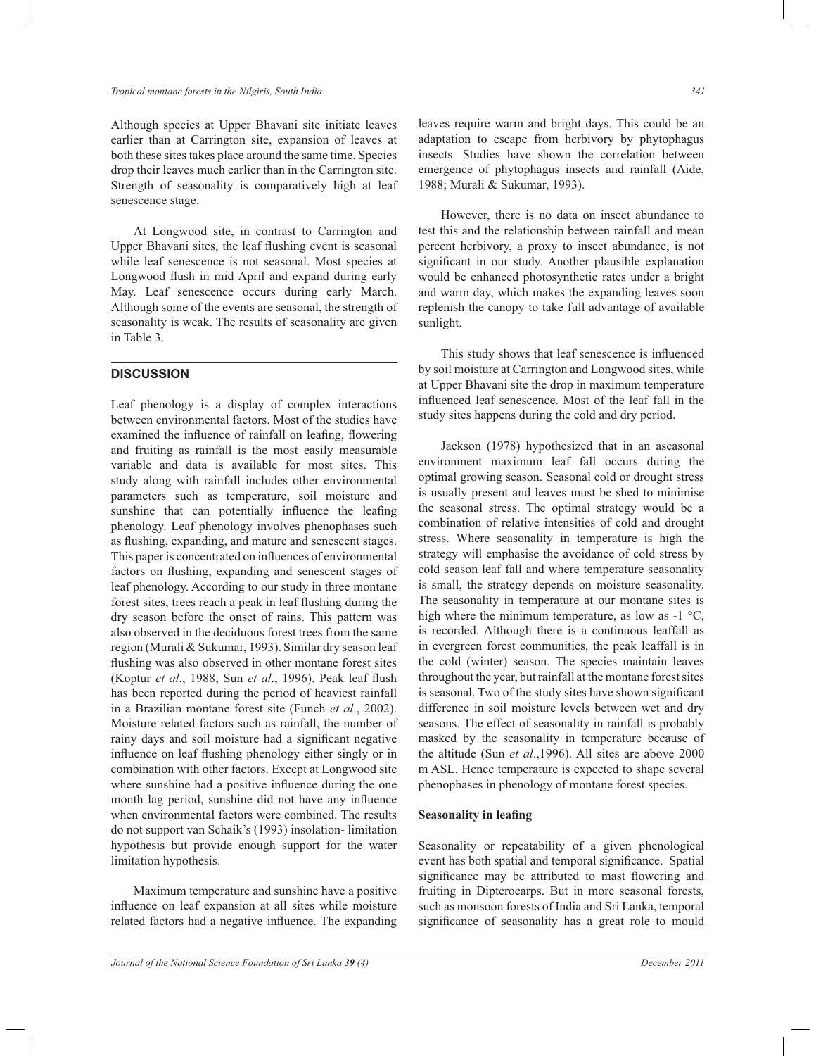Although species at Upper Bhavani site initiate leaves earlier than at Carrington site, expansion of leaves at both these sites takes place around the same time. Species drop their leaves much earlier than in the Carrington site. Strength of seasonality is comparatively high at leaf senescence stage.

At Longwood site, in contrast to Carrington and Upper Bhavani sites, the leaf flushing event is seasonal while leaf senescence is not seasonal. Most species at Longwood flush in mid April and expand during early May. Leaf senescence occurs during early March. Although some of the events are seasonal, the strength of seasonality is weak. The results of seasonality are given in Table 3.

## DISCUSSION

Leaf phenology is a display of complex interactions between environmental factors. Most of the studies have examined the influence of rainfall on leafing, flowering and fruiting as rainfall is the most easily measurable variable and data is available for most sites. This study along with rainfall includes other environmental parameters such as temperature, soil moisture and sunshine that can potentially influence the leafing phenology. Leaf phenology involves phenophases such as flushing, expanding, and mature and senescent stages. This paper is concentrated on influences of environmental factors on flushing, expanding and senescent stages of leaf phenology. According to our study in three montane forest sites, trees reach a peak in leaf flushing during the dry season before the onset of rains. This pattern was also observed in the deciduous forest trees from the same region (Murali & Sukumar, 1993). Similar dry season leaf flushing was also observed in other montane forest sites (Koptur *et al*., 1988; Sun *et al*., 1996). Peak leaf flush has been reported during the period of heaviest rainfall in a Brazilian montane forest site (Funch *et al*., 2002). Moisture related factors such as rainfall, the number of rainy days and soil moisture had a significant negative influence on leaf flushing phenology either singly or in combination with other factors. Except at Longwood site where sunshine had a positive influence during the one month lag period, sunshine did not have any influence when environmental factors were combined. The results do not support van Schaik's (1993) insolation- limitation hypothesis but provide enough support for the water limitation hypothesis.

Maximum temperature and sunshine have a positive influence on leaf expansion at all sites while moisture related factors had a negative influence. The expanding leaves require warm and bright days. This could be an adaptation to escape from herbivory by phytophagus insects. Studies have shown the correlation between emergence of phytophagus insects and rainfall (Aide, 1988; Murali & Sukumar, 1993).

However, there is no data on insect abundance to test this and the relationship between rainfall and mean percent herbivory, a proxy to insect abundance, is not significant in our study. Another plausible explanation would be enhanced photosynthetic rates under a bright and warm day, which makes the expanding leaves soon replenish the canopy to take full advantage of available sunlight.

This study shows that leaf senescence is influenced by soil moisture at Carrington and Longwood sites, while at Upper Bhavani site the drop in maximum temperature influenced leaf senescence. Most of the leaf fall in the study sites happens during the cold and dry period.

Jackson (1978) hypothesized that in an aseasonal environment maximum leaf fall occurs during the optimal growing season. Seasonal cold or drought stress is usually present and leaves must be shed to minimise the seasonal stress. The optimal strategy would be a combination of relative intensities of cold and drought stress. Where seasonality in temperature is high the strategy will emphasise the avoidance of cold stress by cold season leaf fall and where temperature seasonality is small, the strategy depends on moisture seasonality. The seasonality in temperature at our montane sites is high where the minimum temperature, as low as -1 °C, is recorded. Although there is a continuous leaffall as in evergreen forest communities, the peak leaffall is in the cold (winter) season. The species maintain leaves throughout the year, but rainfall at the montane forest sites is seasonal. Two of the study sites have shown significant difference in soil moisture levels between wet and dry seasons. The effect of seasonality in rainfall is probably masked by the seasonality in temperature because of the altitude (Sun *et al*.,1996). All sites are above 2000 m ASL. Hence temperature is expected to shape several phenophases in phenology of montane forest species.

### Seasonality in leafing

Seasonality or repeatability of a given phenological event has both spatial and temporal significance. Spatial significance may be attributed to mast flowering and fruiting in Dipterocarps. But in more seasonal forests, such as monsoon forests of India and Sri Lanka, temporal significance of seasonality has a great role to mould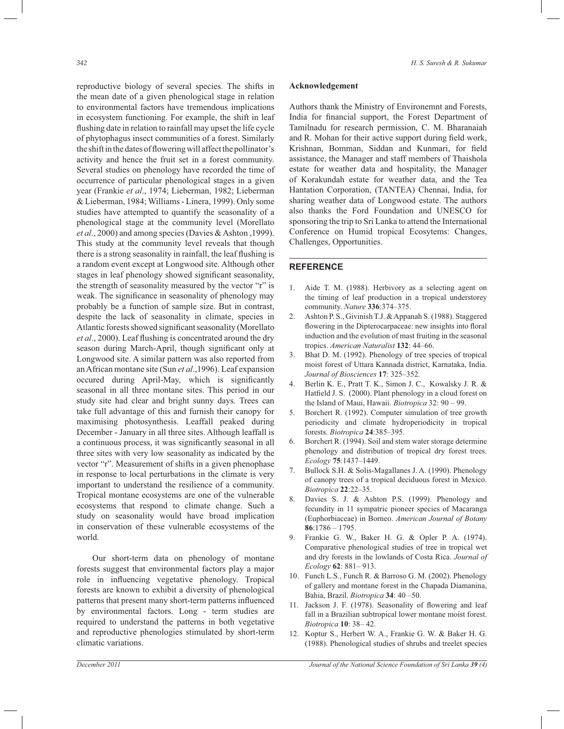reproductive biology of several species. The shifts in the mean date of a given phenological stage in relation to environmental factors have tremendous implications in ecosystem functioning. For example, the shift in leaf flushing date in relation to rainfall may upset the life cycle of phytophagus insect communities of a forest. Similarly the shift in the dates of flowering will affect the pollinator's activity and hence the fruit set in a forest community. Several studies on phenology have recorded the time of occurrence of particular phenological stages in a given year (Frankie *et al*., 1974; Lieberman, 1982; Lieberman & Lieberman, 1984; Williams - Linera, 1999). Only some studies have attempted to quantify the seasonality of a phenological stage at the community level (Morellato *et al*., 2000) and among species (Davies & Ashton ,1999). This study at the community level reveals that though there is a strong seasonality in rainfall, the leaf flushing is a random event except at Longwood site. Although other stages in leaf phenology showed significant seasonality, the strength of seasonality measured by the vector "r" is weak. The significance in seasonality of phenology may probably be a function of sample size. But in contrast, despite the lack of seasonality in climate, species in Atlantic forests showed significant seasonality (Morellato *et al*., 2000). Leaf flushing is concentrated around the dry season during March-April, though significant only at Longwood site. A similar pattern was also reported from an African montane site (Sun *et al*.,1996). Leaf expansion occured during April-May, which is significantly seasonal in all three montane sites. This period in our study site had clear and bright sunny days. Trees can take full advantage of this and furnish their canopy for maximising photosynthesis. Leaffall peaked during December - January in all three sites. Although leaffall is a continuous process, it was significantly seasonal in all three sites with very low seasonality as indicated by the vector "r". Measurement of shifts in a given phenophase in response to local perturbations in the climate is very important to understand the resilience of a community. Tropical montane ecosystems are one of the vulnerable ecosystems that respond to climate change. Such a study on seasonality would have broad implication in conservation of these vulnerable ecosystems of the world.

Our short-term data on phenology of montane forests suggest that environmental factors play a major role in influencing vegetative phenology. Tropical forests are known to exhibit a diversity of phenological patterns that present many short-term patterns influenced by environmental factors. Long - term studies are required to understand the patterns in both vegetative and reproductive phenologies stimulated by short-term climatic variations.

**Acknowledgement**

Authors thank the Ministry of Environemnt and Forests, India for financial support, the Forest Department of Tamilnadu for research permission, C. M. Bharanaiah and R. Mohan for their active support during field work, Krishnan, Bomman, Siddan and Kunmari, for field assistance, the Manager and staff members of Thaishola estate for weather data and hospitality, the Manager of Korakundah estate for weather data, and the Tea Hantation Corporation, (TANTEA) Chennai, India, for sharing weather data of Longwood estate. The authors also thanks the Ford Foundation and UNESCO for sponsoring the trip to Sri Lanka to attend the International Conference on Humid tropical Ecosytems: Changes, Challenges, Opportunities.

## REFERENCE

1. Aide T. M. (1988). Herbivory as a selecting agent on the timing of leaf production in a tropical understorey community. *Nature* **336**:374–375.
2. Ashton P. S., Givinish T.J. & Appanah S. (1988). Staggered flowering in the Dipterocarpaceae: new insights into floral induction and the evolution of mast fruiting in the seasonal tropics. *American Naturalist* **132**: 44–66.
3. Bhat D. M. (1992). Phenology of tree species of tropical moist forest of Uttara Kannada district, Karnataka, India. *Journal of Biosciences* **17**: 325–352.
4. Berlin K. E., Pratt T. K., Simon J. C., Kowalsky J. R. & Hatfield J. S. (2000). Plant phenology in a cloud forest on the Island of Maui, Hawaii. *Biotropica* 32: 90 – 99.
5. Borchert R. (1992). Computer simulation of tree growth periodicity and climate hydroperiodicity in tropical forests. *Biotropica* **24**:385–395.
6. Borchert R. (1994). Soil and stem water storage determine phenology and distribution of tropical dry forest trees. *Ecology* **75**:1437–1449.
7. Bullock S.H. & Solis-Magallanes J. A. (1990). Phenology of canopy trees of a tropical deciduous forest in Mexico. *Biotropica* **22**:22–35.
8. Davies S. J. & Ashton P.S. (1999). Phenology and fecundity in 11 sympatric pioneer species of Macaranga (Euphorbiaceae) in Borneo. *American Journal of Botany* **86**:1786 – 1795.
9. Frankie G. W., Baker H. G. & Opler P. A. (1974). Comparative phenological studies of tree in tropical wet and dry forests in the lowlands of Costa Rica. *Journal of Ecology* **62**: 881– 913.
10. Funch L.S., Funch R. & Barroso G. M. (2002). Phenology of gallery and montane forest in the Chapada Diamanina, Bahia, Brazil. *Biotropica* **34**: 40 –50.
11. Jackson J. F. (1978). Seasonality of flowering and leaf fall in a Brazilian subtropical lower montane moist forest. *Biotropica* **10**: 38– 42.
12. Koptur S., Herbert W. A., Frankie G. W. & Baker H. G. (1988). Phenological studies of shrubs and treelet species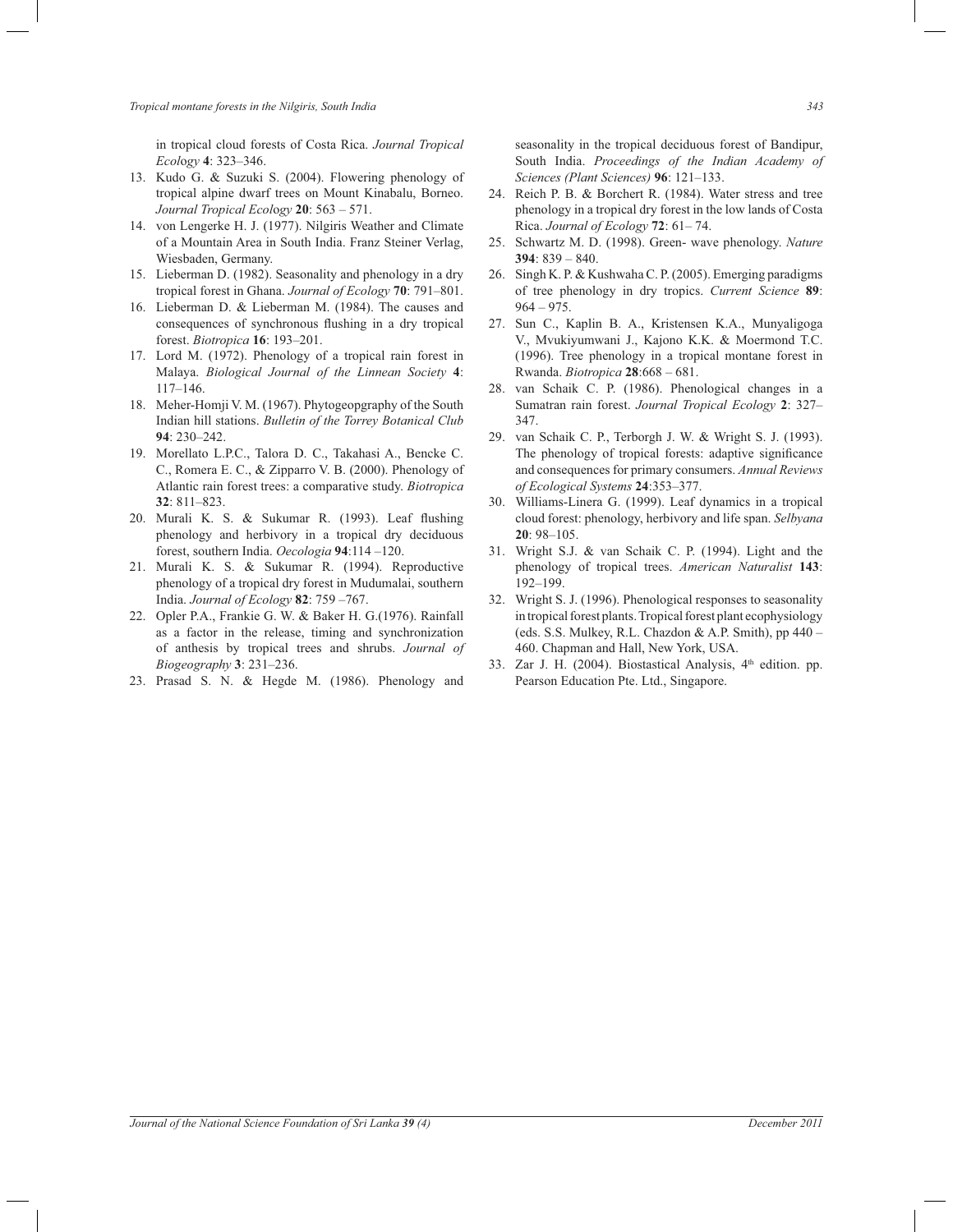in tropical cloud forests of Costa Rica. *Journal Tropical Ecology* **4**: 323–346.

13. Kudo G. & Suzuki S. (2004). Flowering phenology of tropical alpine dwarf trees on Mount Kinabalu, Borneo. *Journal Tropical Ecology* **20**: 563 – 571.
14. von Lengerke H. J. (1977). Nilgiris Weather and Climate of a Mountain Area in South India. Franz Steiner Verlag, Wiesbaden, Germany.
15. Lieberman D. (1982). Seasonality and phenology in a dry tropical forest in Ghana. *Journal of Ecology* **70**: 791–801.
16. Lieberman D. & Lieberman M. (1984). The causes and consequences of synchronous flushing in a dry tropical forest. *Biotropica* **16**: 193–201.
17. Lord M. (1972). Phenology of a tropical rain forest in Malaya. *Biological Journal of the Linnean Society* **4**: 117–146.
18. Meher-Homji V. M. (1967). Phytogeopgraphy of the South Indian hill stations. *Bulletin of the Torrey Botanical Club* **94**: 230–242.
19. Morellato L.P.C., Talora D. C., Takahasi A., Bencke C. C., Romera E. C., & Zipparro V. B. (2000). Phenology of Atlantic rain forest trees: a comparative study. *Biotropica* **32**: 811–823.
20. Murali K. S. & Sukumar R. (1993). Leaf flushing phenology and herbivory in a tropical dry deciduous forest, southern India. *Oecologia* **94**:114 –120.
21. Murali K. S. & Sukumar R. (1994). Reproductive phenology of a tropical dry forest in Mudumalai, southern India. *Journal of Ecology* **82**: 759 –767.
22. Opler P.A., Frankie G. W. & Baker H. G.(1976). Rainfall as a factor in the release, timing and synchronization of anthesis by tropical trees and shrubs. *Journal of Biogeography* **3**: 231–236.
23. Prasad S. N. & Hegde M. (1986). Phenology and seasonality in the tropical deciduous forest of Bandipur, South India. *Proceedings of the Indian Academy of Sciences (Plant Sciences)* **96**: 121–133.
24. Reich P. B. & Borchert R. (1984). Water stress and tree phenology in a tropical dry forest in the low lands of Costa Rica. *Journal of Ecology* **72**: 61– 74.
25. Schwartz M. D. (1998). Green- wave phenology. *Nature* **394**: 839 – 840.
26. Singh K. P. & Kushwaha C. P. (2005). Emerging paradigms of tree phenology in dry tropics. *Current Science* **89**: 964 – 975.
27. Sun C., Kaplin B. A., Kristensen K.A., Munyaligoga V., Mvukiyumwani J., Kajono K.K. & Moermond T.C. (1996). Tree phenology in a tropical montane forest in Rwanda. *Biotropica* **28**:668 – 681.
28. van Schaik C. P. (1986). Phenological changes in a Sumatran rain forest. *Journal Tropical Ecology* **2**: 327–347.
29. van Schaik C. P., Terborgh J. W. & Wright S. J. (1993). The phenology of tropical forests: adaptive significance and consequences for primary consumers. *Annual Reviews of Ecological Systems* **24**:353–377.
30. Williams-Linera G. (1999). Leaf dynamics in a tropical cloud forest: phenology, herbivory and life span. *Selbyana* **20**: 98–105.
31. Wright S.J. & van Schaik C. P. (1994). Light and the phenology of tropical trees. *American Naturalist* **143**: 192–199.
32. Wright S. J. (1996). Phenological responses to seasonality in tropical forest plants. Tropical forest plant ecophysiology (eds. S.S. Mulkey, R.L. Chazdon & A.P. Smith), pp 440 – 460. Chapman and Hall, New York, USA.
33. Zar J. H. (2004). Biostastical Analysis, 4th edition. pp. Pearson Education Pte. Ltd., Singapore.